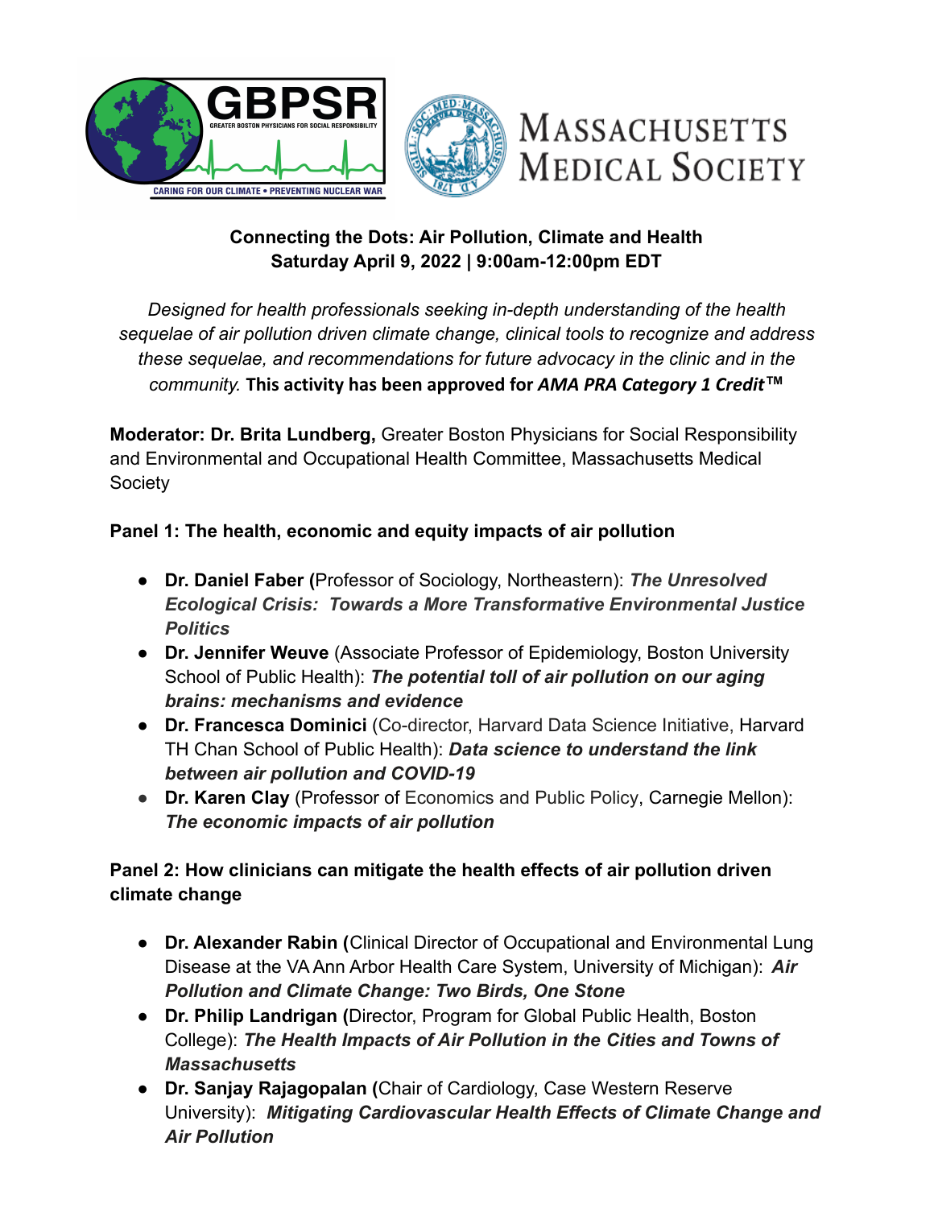GBPSR
GREATER BOSTON PHYSICIANS FOR SOCIAL RESPONSIBILITY
CARING FOR OUR CLIMATE • PREVENTING NUCLEAR WAR

MASSACHUSETTS MEDICAL SOCIETY

**Connecting the Dots: Air Pollution, Climate and Health**
**Saturday April 9, 2022 | 9:00am-12:00pm EDT**

*Designed for health professionals seeking in-depth understanding of the health sequelae of air pollution driven climate change, clinical tools to recognize and address these sequelae, and recommendations for future advocacy in the clinic and in the community.* **This activity has been approved for *AMA PRA Category 1 Credit*™**

**Moderator: Dr. Brita Lundberg,** Greater Boston Physicians for Social Responsibility and Environmental and Occupational Health Committee, Massachusetts Medical Society

**Panel 1: The health, economic and equity impacts of air pollution**

- **Dr. Daniel Faber (**Professor of Sociology, Northeastern): ***The Unresolved Ecological Crisis: Towards a More Transformative Environmental Justice Politics***
- **Dr. Jennifer Weuve** (Associate Professor of Epidemiology, Boston University School of Public Health): ***The potential toll of air pollution on our aging brains: mechanisms and evidence***
- **Dr. Francesca Dominici** (Co-director, Harvard Data Science Initiative, Harvard TH Chan School of Public Health): ***Data science to understand the link between air pollution and COVID-19***
- **Dr. Karen Clay** (Professor of Economics and Public Policy, Carnegie Mellon): ***The economic impacts of air pollution***

**Panel 2: How clinicians can mitigate the health effects of air pollution driven climate change**

- **Dr. Alexander Rabin (**Clinical Director of Occupational and Environmental Lung Disease at the VA Ann Arbor Health Care System, University of Michigan): ***Air Pollution and Climate Change: Two Birds, One Stone***
- **Dr. Philip Landrigan (**Director, Program for Global Public Health, Boston College): ***The Health Impacts of Air Pollution in the Cities and Towns of Massachusetts***
- **Dr. Sanjay Rajagopalan (**Chair of Cardiology, Case Western Reserve University): ***Mitigating Cardiovascular Health Effects of Climate Change and Air Pollution***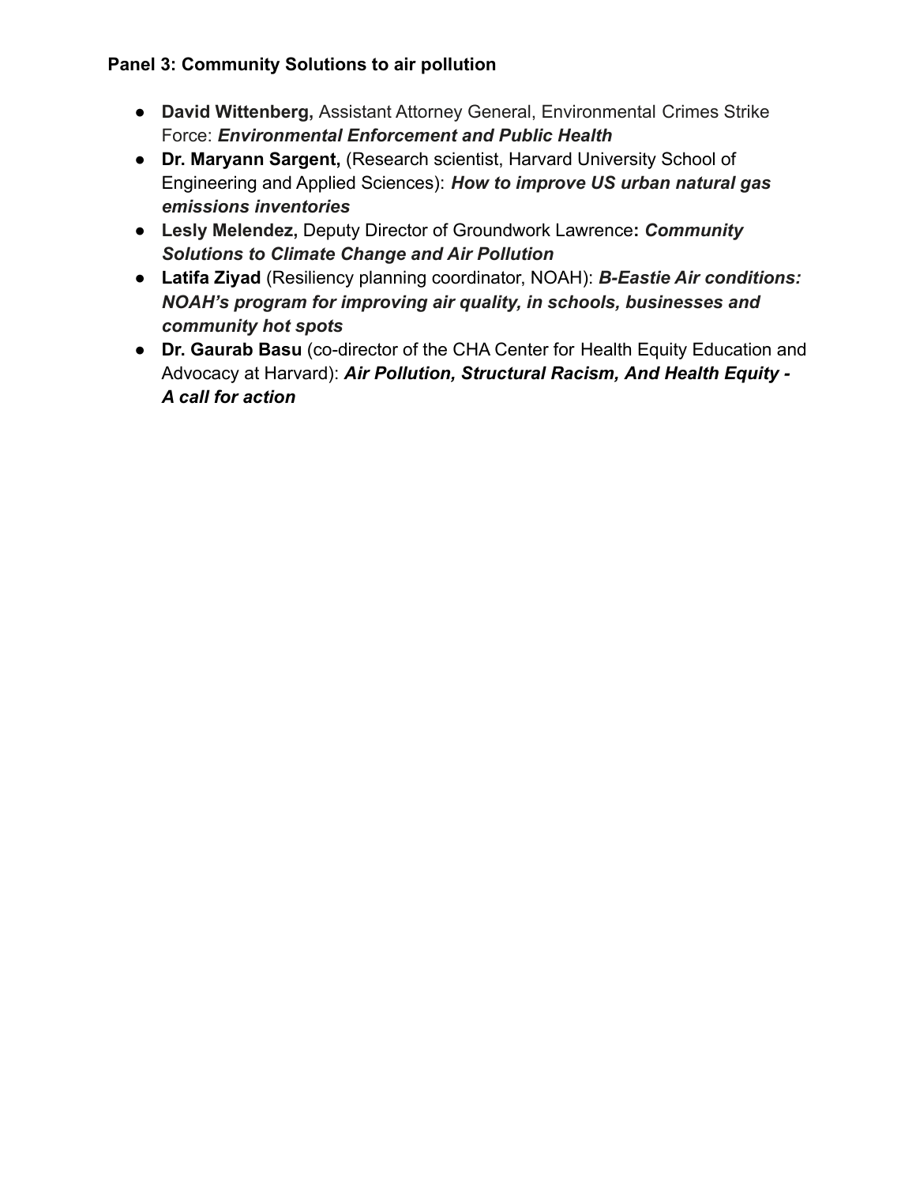**Panel 3: Community Solutions to air pollution**

- **David Wittenberg,** Assistant Attorney General, Environmental Crimes Strike Force: ***Environmental Enforcement and Public Health***
- **Dr. Maryann Sargent,** (Research scientist, Harvard University School of Engineering and Applied Sciences): ***How to improve US urban natural gas emissions inventories***
- **Lesly Melendez,** Deputy Director of Groundwork Lawrence**:** ***Community Solutions to Climate Change and Air Pollution***
- **Latifa Ziyad** (Resiliency planning coordinator, NOAH): ***B-Eastie Air conditions: NOAH's program for improving air quality, in schools, businesses and community hot spots***
- **Dr. Gaurab Basu** (co-director of the CHA Center for Health Equity Education and Advocacy at Harvard): ***Air Pollution, Structural Racism, And Health Equity - A call for action***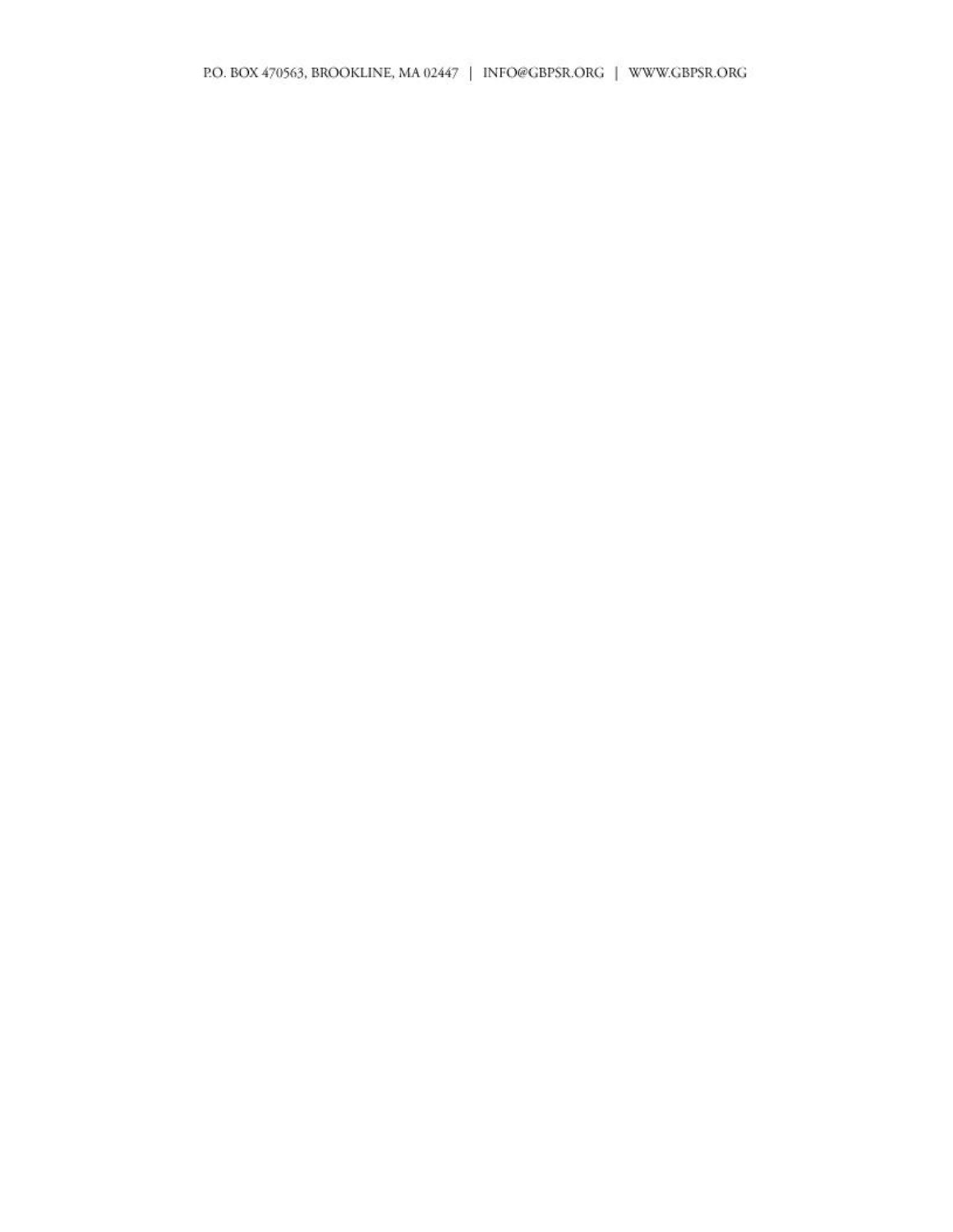P.O. BOX 470563, BROOKLINE, MA 02447 | INFO@GBPSR.ORG | WWW.GBPSR.ORG